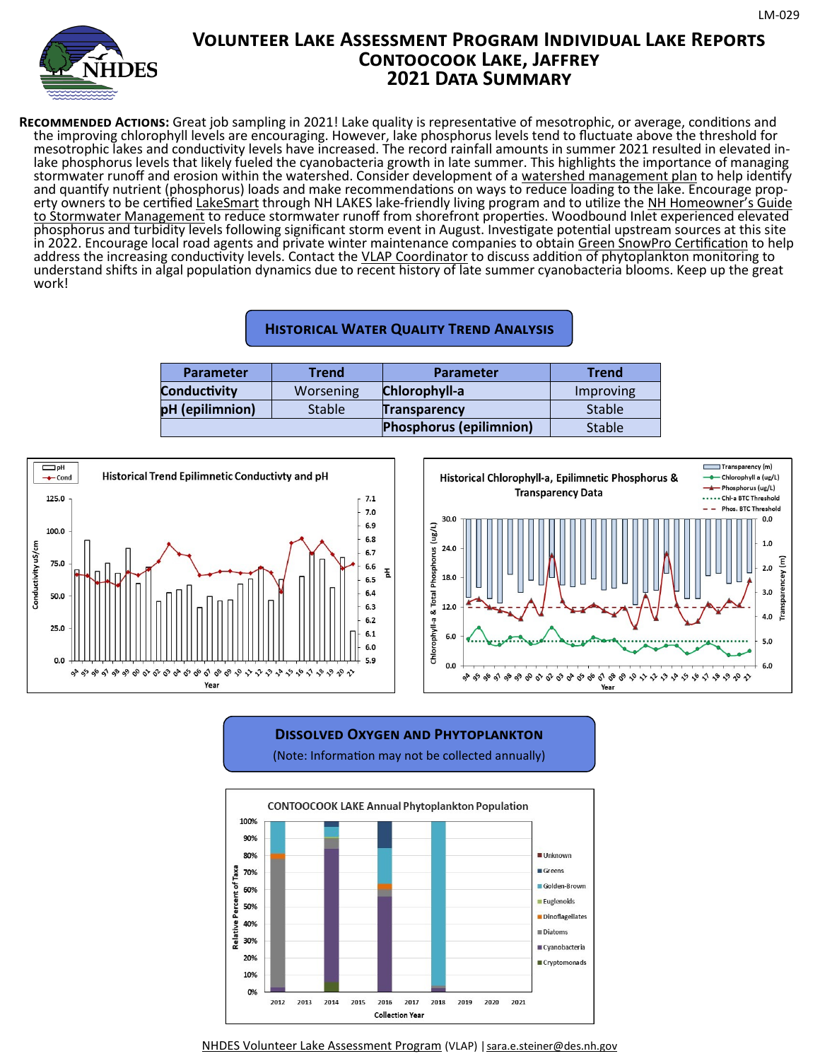LM-029

# Volunteer Lake Assessment Program Individual Lake Reports
# Contoocook Lake, Jaffrey
# 2021 Data Summary

**Recommended Actions:** Great job sampling in 2021! Lake quality is representative of mesotrophic, or average, conditions and the improving chlorophyll levels are encouraging. However, lake phosphorus levels tend to fluctuate above the threshold for mesotrophic lakes and conductivity levels have increased. The record rainfall amounts in summer 2021 resulted in elevated in-lake phosphorus levels that likely fueled the cyanobacteria growth in late summer. This highlights the importance of managing stormwater runoff and erosion within the watershed. Consider development of a watershed management plan to help identify and quantify nutrient (phosphorus) loads and make recommendations on ways to reduce loading to the lake. Encourage property owners to be certified LakeSmart through NH LAKES lake-friendly living program and to utilize the NH Homeowner's Guide to Stormwater Management to reduce stormwater runoff from shorefront properties. Woodbound Inlet experienced elevated phosphorus and turbidity levels following significant storm event in August. Investigate potential upstream sources at this site in 2022. Encourage local road agents and private winter maintenance companies to obtain Green SnowPro Certification to help address the increasing conductivity levels. Contact the VLAP Coordinator to discuss addition of phytoplankton monitoring to understand shifts in algal population dynamics due to recent history of late summer cyanobacteria blooms. Keep up the great work!

## Historical Water Quality Trend Analysis

| Parameter | Trend | Parameter | Trend |
|---|---|---|---|
| **Conductivity** | Worsening | **Chlorophyll-a** | Improving |
| **pH (epilimnion)** | Stable | **Transparency** | Stable |
| | | **Phosphorus (epilimnion)** | Stable |

## Dissolved Oxygen and Phytoplankton

(Note: Information may not be collected annually)

NHDES Volunteer Lake Assessment Program (VLAP) | sara.e.steiner@des.nh.gov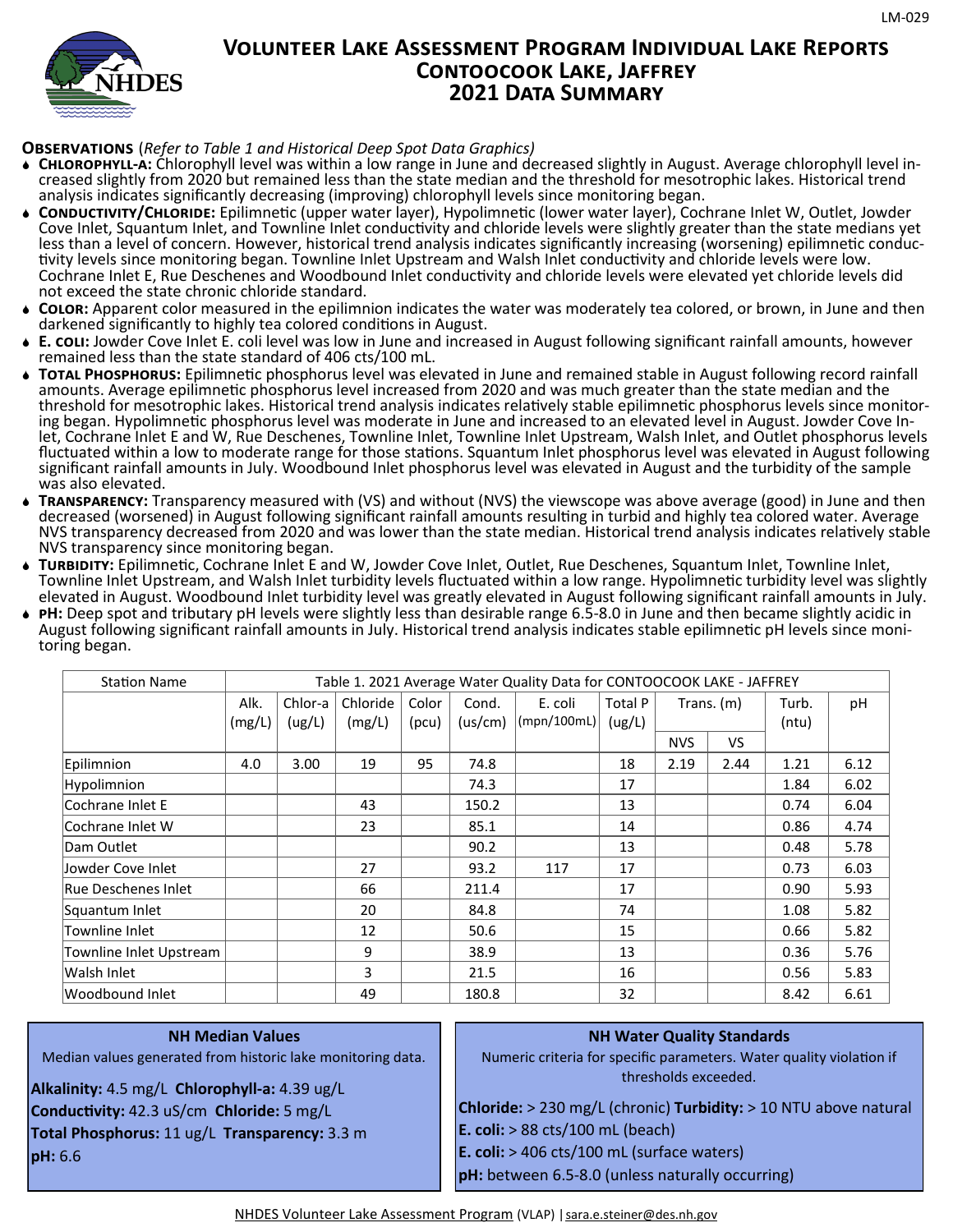# Volunteer Lake Assessment Program Individual Lake Reports
## Contoocook Lake, Jaffrey
## 2021 Data Summary

**Observations** (*Refer to Table 1 and Historical Deep Spot Data Graphics*)

- **Chlorophyll-a:** Chlorophyll level was within a low range in June and decreased slightly in August. Average chlorophyll level increased slightly from 2020 but remained less than the state median and the threshold for mesotrophic lakes. Historical trend analysis indicates significantly decreasing (improving) chlorophyll levels since monitoring began.
- **Conductivity/Chloride:** Epilimnetic (upper water layer), Hypolimnetic (lower water layer), Cochrane Inlet W, Outlet, Jowder Cove Inlet, Squantum Inlet, and Townline Inlet conductivity and chloride levels were slightly greater than the state medians yet less than a level of concern. However, historical trend analysis indicates significantly increasing (worsening) epilimnetic conductivity levels since monitoring began. Townline Inlet Upstream and Walsh Inlet conductivity and chloride levels were low. Cochrane Inlet E, Rue Deschenes and Woodbound Inlet conductivity and chloride levels were elevated yet chloride levels did not exceed the state chronic chloride standard.
- **Color:** Apparent color measured in the epilimnion indicates the water was moderately tea colored, or brown, in June and then darkened significantly to highly tea colored conditions in August.
- **E. coli:** Jowder Cove Inlet E. coli level was low in June and increased in August following significant rainfall amounts, however remained less than the state standard of 406 cts/100 mL.
- **Total Phosphorus:** Epilimnetic phosphorus level was elevated in June and remained stable in August following record rainfall amounts. Average epilimnetic phosphorus level increased from 2020 and was much greater than the state median and the threshold for mesotrophic lakes. Historical trend analysis indicates relatively stable epilimnetic phosphorus levels since monitoring began. Hypolimnetic phosphorus level was moderate in June and increased to an elevated level in August. Jowder Cove Inlet, Cochrane Inlet E and W, Rue Deschenes, Townline Inlet, Townline Inlet Upstream, Walsh Inlet, and Outlet phosphorus levels fluctuated within a low to moderate range for those stations. Squantum Inlet phosphorus level was elevated in August following significant rainfall amounts in July. Woodbound Inlet phosphorus level was elevated in August and the turbidity of the sample was also elevated.
- **Transparency:** Transparency measured with (VS) and without (NVS) the viewscope was above average (good) in June and then decreased (worsened) in August following significant rainfall amounts resulting in turbid and highly tea colored water. Average NVS transparency decreased from 2020 and was lower than the state median. Historical trend analysis indicates relatively stable NVS transparency since monitoring began.
- **Turbidity:** Epilimnetic, Cochrane Inlet E and W, Jowder Cove Inlet, Outlet, Rue Deschenes, Squantum Inlet, Townline Inlet, Townline Inlet Upstream, and Walsh Inlet turbidity levels fluctuated within a low range. Hypolimnetic turbidity level was slightly elevated in August. Woodbound Inlet turbidity level was greatly elevated in August following significant rainfall amounts in July.
- **pH:** Deep spot and tributary pH levels were slightly less than desirable range 6.5-8.0 in June and then became slightly acidic in August following significant rainfall amounts in July. Historical trend analysis indicates stable epilimnetic pH levels since monitoring began.

| Station Name | Table 1. 2021 Average Water Quality Data for CONTOOCOOK LAKE - JAFFREY | | | | | | | | | | |
|---|---|---|---|---|---|---|---|---|---|---|---|
| | Alk. (mg/L) | Chlor-a (ug/L) | Chloride (mg/L) | Color (pcu) | Cond. (us/cm) | E. coli (mpn/100mL) | Total P (ug/L) | Trans. (m) | | Turb. (ntu) | pH |
| | | | | | | | | NVS | VS | | |
| Epilimnion | 4.0 | 3.00 | 19 | 95 | 74.8 | | 18 | 2.19 | 2.44 | 1.21 | 6.12 |
| Hypolimnion | | | | | 74.3 | | 17 | | | 1.84 | 6.02 |
| Cochrane Inlet E | | | 43 | | 150.2 | | 13 | | | 0.74 | 6.04 |
| Cochrane Inlet W | | | 23 | | 85.1 | | 14 | | | 0.86 | 4.74 |
| Dam Outlet | | | | | 90.2 | | 13 | | | 0.48 | 5.78 |
| Jowder Cove Inlet | | | 27 | | 93.2 | 117 | 17 | | | 0.73 | 6.03 |
| Rue Deschenes Inlet | | | 66 | | 211.4 | | 17 | | | 0.90 | 5.93 |
| Squantum Inlet | | | 20 | | 84.8 | | 74 | | | 1.08 | 5.82 |
| Townline Inlet | | | 12 | | 50.6 | | 15 | | | 0.66 | 5.82 |
| Townline Inlet Upstream | | | 9 | | 38.9 | | 13 | | | 0.36 | 5.76 |
| Walsh Inlet | | | 3 | | 21.5 | | 16 | | | 0.56 | 5.83 |
| Woodbound Inlet | | | 49 | | 180.8 | | 32 | | | 8.42 | 6.61 |

**NH Median Values**

Median values generated from historic lake monitoring data.

**Alkalinity:** 4.5 mg/L **Chlorophyll-a:** 4.39 ug/L
**Conductivity:** 42.3 uS/cm **Chloride:** 5 mg/L
**Total Phosphorus:** 11 ug/L **Transparency:** 3.3 m
**pH:** 6.6

**NH Water Quality Standards**

Numeric criteria for specific parameters. Water quality violation if thresholds exceeded.

**Chloride:** > 230 mg/L (chronic) **Turbidity:** > 10 NTU above natural
**E. coli:** > 88 cts/100 mL (beach)
**E. coli:** > 406 cts/100 mL (surface waters)
**pH:** between 6.5-8.0 (unless naturally occurring)

NHDES Volunteer Lake Assessment Program (VLAP) | sara.e.steiner@des.nh.gov